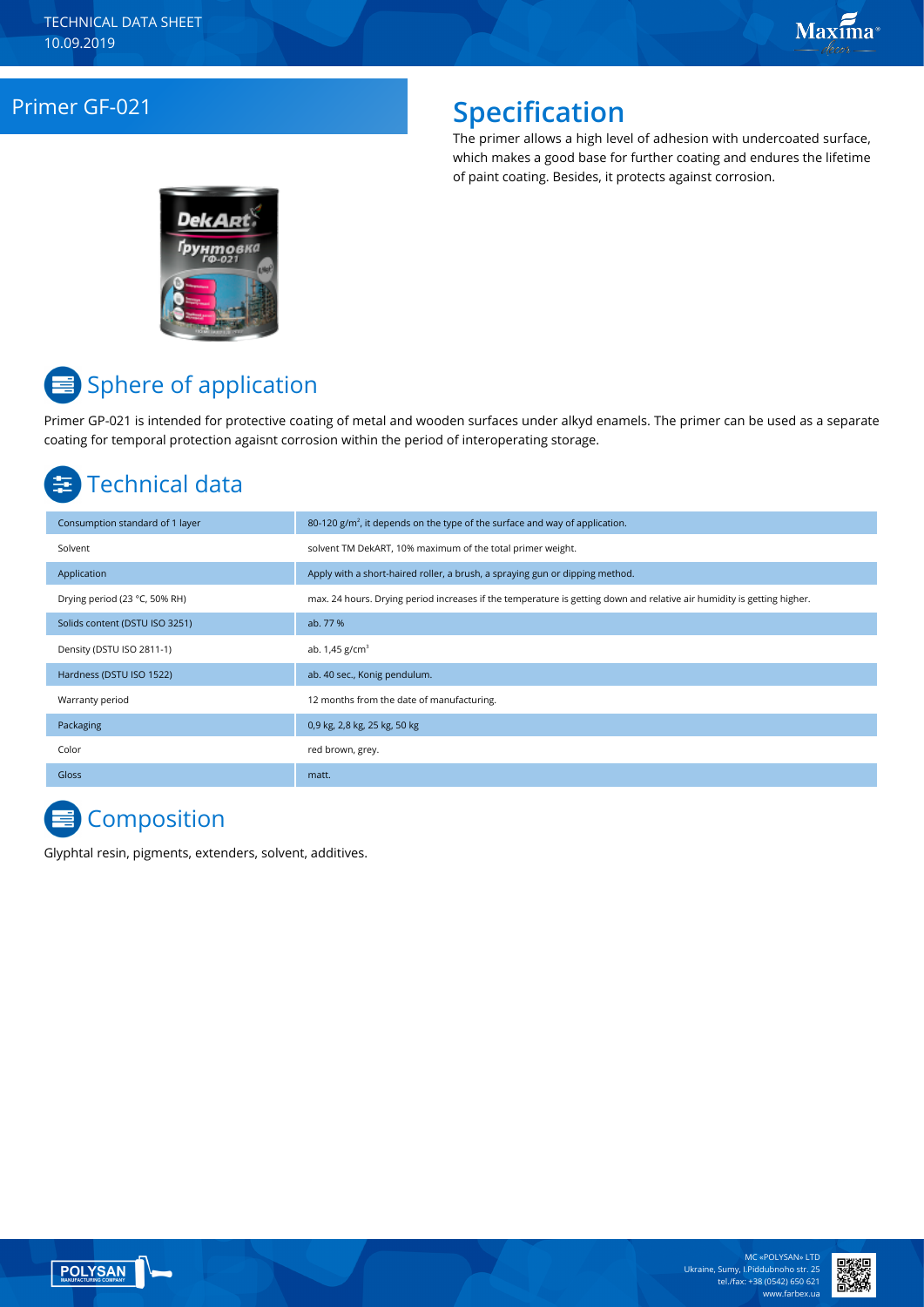TECHNICAL DATA SHEET
10.09.2019

# Primer GF-021

## Specification

The primer allows a high level of adhesion with undercoated surface, which makes a good base for further coating and endures the lifetime of paint coating. Besides, it protects against corrosion.

## Sphere of application

Primer GP-021 is intended for protective coating of metal and wooden surfaces under alkyd enamels. The primer can be used as a separate coating for temporal protection agaisnt corrosion within the period of interoperating storage.

## Technical data

| | |
|---|---|
| Consumption standard of 1 layer | 80-120 g/m², it depends on the type of the surface and way of application. |
| Solvent | solvent TM DekART, 10% maximum of the total primer weight. |
| Application | Apply with a short-haired roller, a brush, a spraying gun or dipping method. |
| Drying period (23 °C, 50% RH) | max. 24 hours. Drying period increases if the temperature is getting down and relative air humidity is getting higher. |
| Solids content (DSTU ISO 3251) | ab. 77 % |
| Density (DSTU ISO 2811-1) | ab. 1,45 g/cm³ |
| Hardness (DSTU ISO 1522) | ab. 40 sec., Konig pendulum. |
| Warranty period | 12 months from the date of manufacturing. |
| Packaging | 0,9 kg, 2,8 kg, 25 kg, 50 kg |
| Color | red brown, grey. |
| Gloss | matt. |

## Composition

Glyphtal resin, pigments, extenders, solvent, additives.

MC «POLYSAN» LTD
Ukraine, Sumy, I.Piddubnoho str. 25
tel./fax: +38 (0542) 650 621
www.farbex.ua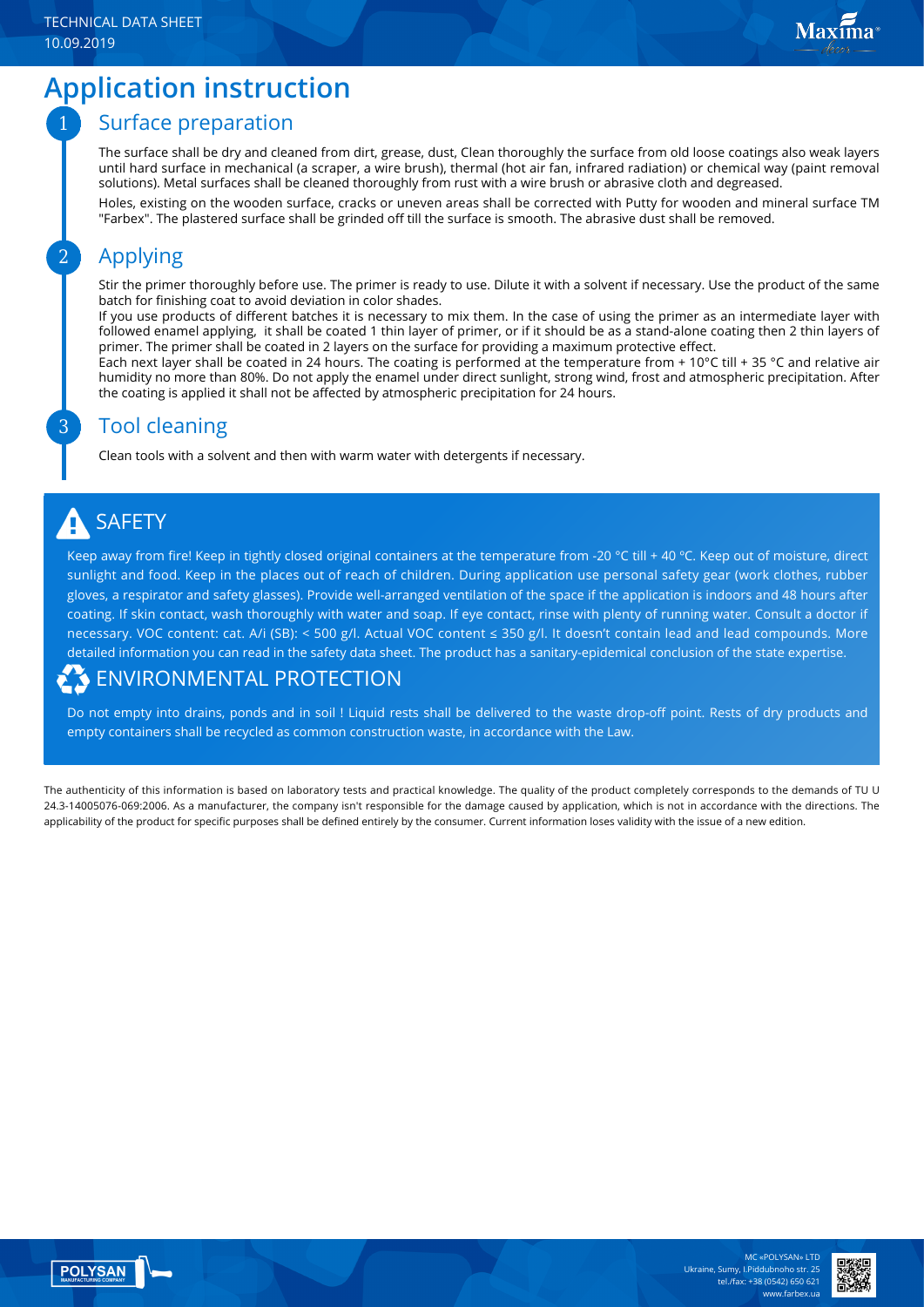# Application instruction

## 1 Surface preparation

The surface shall be dry and cleaned from dirt, grease, dust, Clean thoroughly the surface from old loose coatings also weak layers until hard surface in mechanical (a scraper, a wire brush), thermal (hot air fan, infrared radiation) or chemical way (paint removal solutions). Metal surfaces shall be cleaned thoroughly from rust with a wire brush or abrasive cloth and degreased.

Holes, existing on the wooden surface, cracks or uneven areas shall be corrected with Putty for wooden and mineral surface TM "Farbex". The plastered surface shall be grinded off till the surface is smooth. The abrasive dust shall be removed.

## 2 Applying

Stir the primer thoroughly before use. The primer is ready to use. Dilute it with a solvent if necessary. Use the product of the same batch for finishing coat to avoid deviation in color shades.

If you use products of different batches it is necessary to mix them. In the case of using the primer as an intermediate layer with followed enamel applying, it shall be coated 1 thin layer of primer, or if it should be as a stand-alone coating then 2 thin layers of primer. The primer shall be coated in 2 layers on the surface for providing a maximum protective effect.

Each next layer shall be coated in 24 hours. The coating is performed at the temperature from + 10°C till + 35 °C and relative air humidity no more than 80%. Do not apply the enamel under direct sunlight, strong wind, frost and atmospheric precipitation. After the coating is applied it shall not be affected by atmospheric precipitation for 24 hours.

## 3 Tool cleaning

Clean tools with a solvent and then with warm water with detergents if necessary.

## SAFETY

Keep away from fire! Keep in tightly closed original containers at the temperature from -20 °C till + 40 °C. Keep out of moisture, direct sunlight and food. Keep in the places out of reach of children. During application use personal safety gear (work clothes, rubber gloves, a respirator and safety glasses). Provide well-arranged ventilation of the space if the application is indoors and 48 hours after coating. If skin contact, wash thoroughly with water and soap. If eye contact, rinse with plenty of running water. Consult a doctor if necessary. VOC content: cat. A/i (SB): < 500 g/l. Actual VOC content ≤ 350 g/l. It doesn't contain lead and lead compounds. More detailed information you can read in the safety data sheet. The product has a sanitary-epidemical conclusion of the state expertise.

## ENVIRONMENTAL PROTECTION

Do not empty into drains, ponds and in soil ! Liquid rests shall be delivered to the waste drop-off point. Rests of dry products and empty containers shall be recycled as common construction waste, in accordance with the Law.

The authenticity of this information is based on laboratory tests and practical knowledge. The quality of the product completely corresponds to the demands of TU U 24.3-14005076-069:2006. As a manufacturer, the company isn't responsible for the damage caused by application, which is not in accordance with the directions. The applicability of the product for specific purposes shall be defined entirely by the consumer. Current information loses validity with the issue of a new edition.

MC «POLYSAN» LTD
Ukraine, Sumy, I.Piddubnoho str. 25
tel./fax: +38 (0542) 650 621
www.farbex.ua